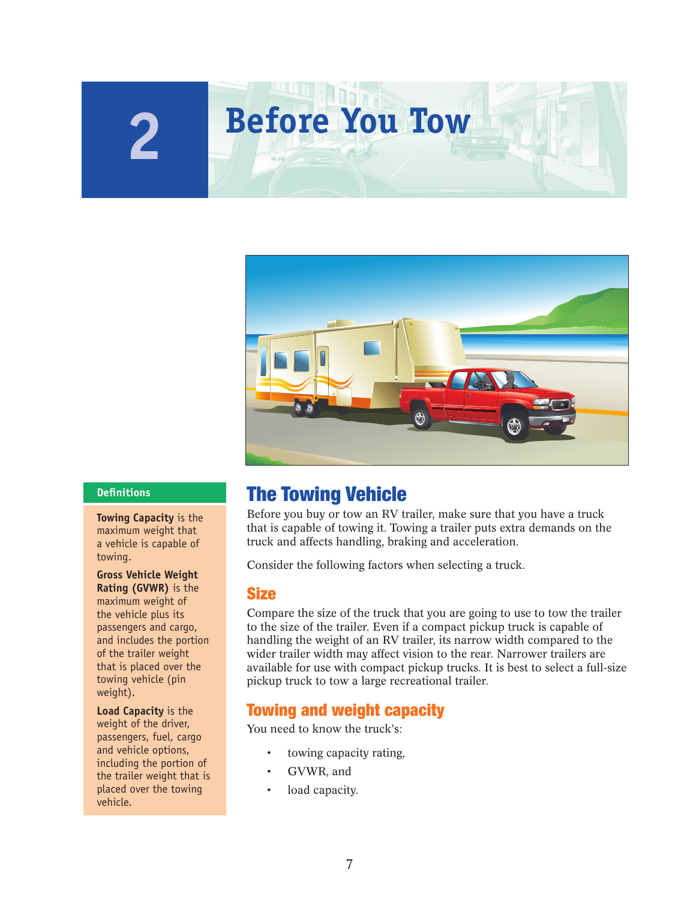# 2 Before You Tow

## The Towing Vehicle

Before you buy or tow an RV trailer, make sure that you have a truck that is capable of towing it. Towing a trailer puts extra demands on the truck and affects handling, braking and acceleration.

Consider the following factors when selecting a truck.

### Size

Compare the size of the truck that you are going to use to tow the trailer to the size of the trailer. Even if a compact pickup truck is capable of handling the weight of an RV trailer, its narrow width compared to the wider trailer width may affect vision to the rear. Narrower trailers are available for use with compact pickup trucks. It is best to select a full-size pickup truck to tow a large recreational trailer.

### Towing and weight capacity

You need to know the truck's:

- towing capacity rating,
- GVWR, and
- load capacity.

**Definitions**

**Towing Capacity** is the maximum weight that a vehicle is capable of towing.

**Gross Vehicle Weight Rating (GVWR)** is the maximum weight of the vehicle plus its passengers and cargo, and includes the portion of the trailer weight that is placed over the towing vehicle (pin weight).

**Load Capacity** is the weight of the driver, passengers, fuel, cargo and vehicle options, including the portion of the trailer weight that is placed over the towing vehicle.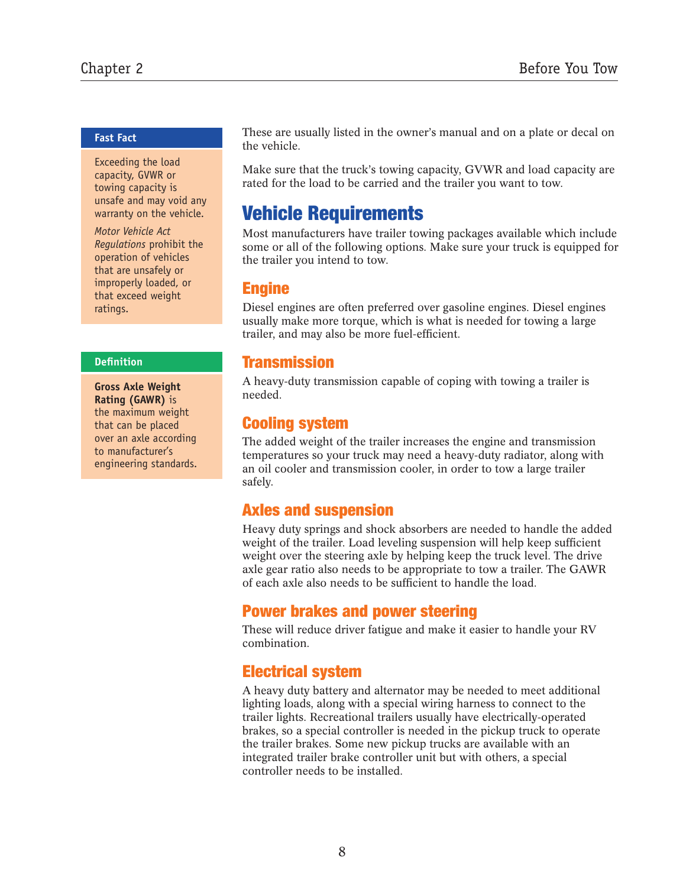These are usually listed in the owner's manual and on a plate or decal on the vehicle.

Make sure that the truck's towing capacity, GVWR and load capacity are rated for the load to be carried and the trailer you want to tow.

> **Fast Fact**
>
> Exceeding the load capacity, GVWR or towing capacity is unsafe and may void any warranty on the vehicle.
>
> *Motor Vehicle Act Regulations* prohibit the operation of vehicles that are unsafely or improperly loaded, or that exceed weight ratings.

> **Definition**
>
> **Gross Axle Weight Rating (GAWR)** is the maximum weight that can be placed over an axle according to manufacturer's engineering standards.

## Vehicle Requirements

Most manufacturers have trailer towing packages available which include some or all of the following options. Make sure your truck is equipped for the trailer you intend to tow.

### Engine

Diesel engines are often preferred over gasoline engines. Diesel engines usually make more torque, which is what is needed for towing a large trailer, and may also be more fuel-efficient.

### Transmission

A heavy-duty transmission capable of coping with towing a trailer is needed.

### Cooling system

The added weight of the trailer increases the engine and transmission temperatures so your truck may need a heavy-duty radiator, along with an oil cooler and transmission cooler, in order to tow a large trailer safely.

### Axles and suspension

Heavy duty springs and shock absorbers are needed to handle the added weight of the trailer. Load leveling suspension will help keep sufficient weight over the steering axle by helping keep the truck level. The drive axle gear ratio also needs to be appropriate to tow a trailer. The GAWR of each axle also needs to be sufficient to handle the load.

### Power brakes and power steering

These will reduce driver fatigue and make it easier to handle your RV combination.

### Electrical system

A heavy duty battery and alternator may be needed to meet additional lighting loads, along with a special wiring harness to connect to the trailer lights. Recreational trailers usually have electrically-operated brakes, so a special controller is needed in the pickup truck to operate the trailer brakes. Some new pickup trucks are available with an integrated trailer brake controller unit but with others, a special controller needs to be installed.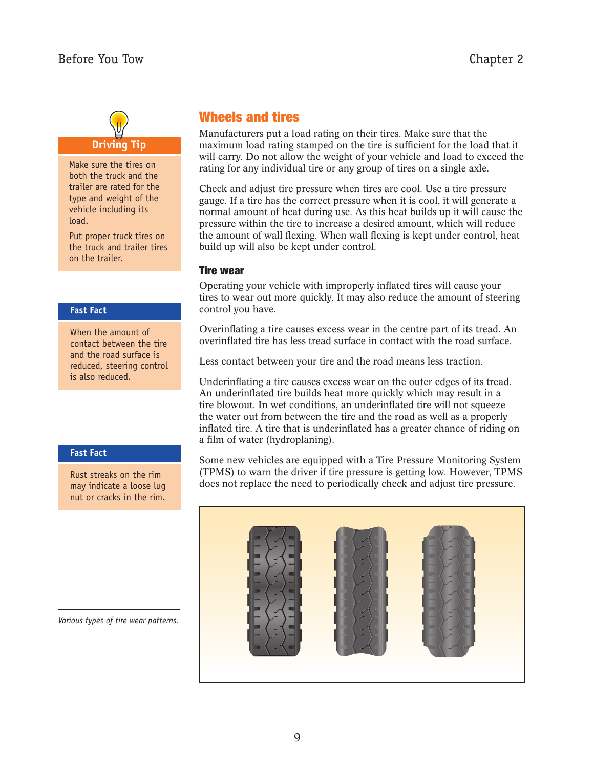## Wheels and tires

Manufacturers put a load rating on their tires. Make sure that the maximum load rating stamped on the tire is sufficient for the load that it will carry. Do not allow the weight of your vehicle and load to exceed the rating for any individual tire or any group of tires on a single axle.

Check and adjust tire pressure when tires are cool. Use a tire pressure gauge. If a tire has the correct pressure when it is cool, it will generate a normal amount of heat during use. As this heat builds up it will cause the pressure within the tire to increase a desired amount, which will reduce the amount of wall flexing. When wall flexing is kept under control, heat build up will also be kept under control.

> **Driving Tip**
>
> Make sure the tires on both the truck and the trailer are rated for the type and weight of the vehicle including its load.
>
> Put proper truck tires on the truck and trailer tires on the trailer.

### Tire wear

Operating your vehicle with improperly inflated tires will cause your tires to wear out more quickly. It may also reduce the amount of steering control you have.

Overinflating a tire causes excess wear in the centre part of its tread. An overinflated tire has less tread surface in contact with the road surface.

Less contact between your tire and the road means less traction.

> **Fast Fact**
>
> When the amount of contact between the tire and the road surface is reduced, steering control is also reduced.

Underinflating a tire causes excess wear on the outer edges of its tread. An underinflated tire builds heat more quickly which may result in a tire blowout. In wet conditions, an underinflated tire will not squeeze the water out from between the tire and the road as well as a properly inflated tire. A tire that is underinflated has a greater chance of riding on a film of water (hydroplaning).

Some new vehicles are equipped with a Tire Pressure Monitoring System (TPMS) to warn the driver if tire pressure is getting low. However, TPMS does not replace the need to periodically check and adjust tire pressure.

> **Fast Fact**
>
> Rust streaks on the rim may indicate a loose lug nut or cracks in the rim.

*Various types of tire wear patterns.*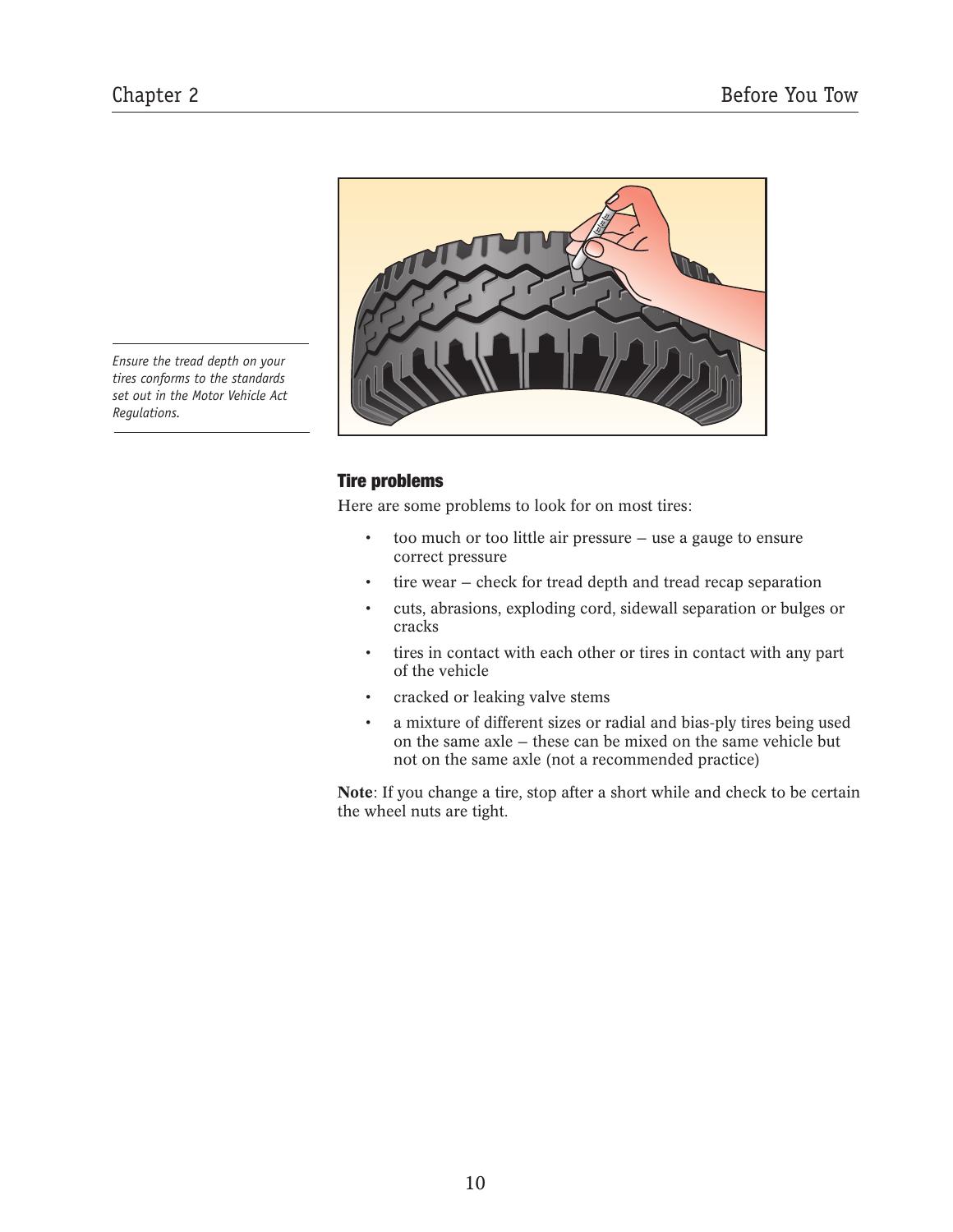*Ensure the tread depth on your tires conforms to the standards set out in the Motor Vehicle Act Regulations.*

### Tire problems

Here are some problems to look for on most tires:

- too much or too little air pressure – use a gauge to ensure correct pressure
- tire wear – check for tread depth and tread recap separation
- cuts, abrasions, exploding cord, sidewall separation or bulges or cracks
- tires in contact with each other or tires in contact with any part of the vehicle
- cracked or leaking valve stems
- a mixture of different sizes or radial and bias-ply tires being used on the same axle – these can be mixed on the same vehicle but not on the same axle (not a recommended practice)

**Note**: If you change a tire, stop after a short while and check to be certain the wheel nuts are tight.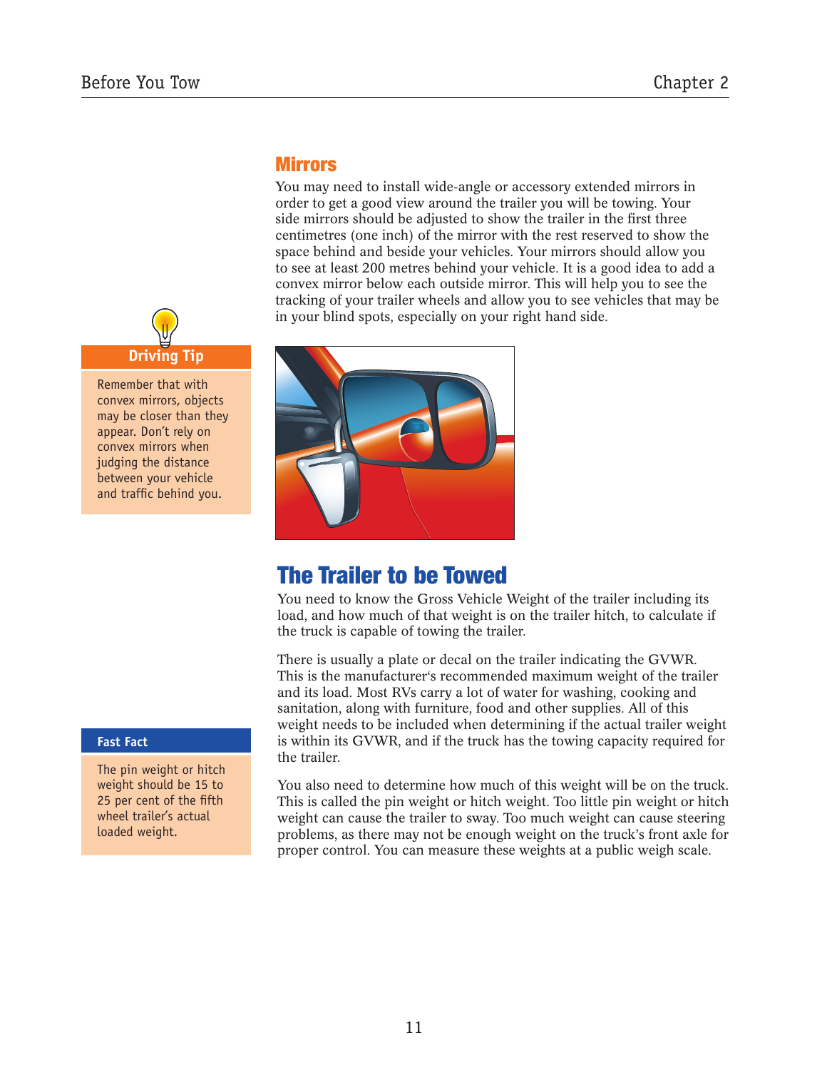## Mirrors

You may need to install wide-angle or accessory extended mirrors in order to get a good view around the trailer you will be towing. Your side mirrors should be adjusted to show the trailer in the first three centimetres (one inch) of the mirror with the rest reserved to show the space behind and beside your vehicles. Your mirrors should allow you to see at least 200 metres behind your vehicle. It is a good idea to add a convex mirror below each outside mirror. This will help you to see the tracking of your trailer wheels and allow you to see vehicles that may be in your blind spots, especially on your right hand side.

> **Driving Tip**
>
> Remember that with convex mirrors, objects may be closer than they appear. Don't rely on convex mirrors when judging the distance between your vehicle and traffic behind you.

## The Trailer to be Towed

You need to know the Gross Vehicle Weight of the trailer including its load, and how much of that weight is on the trailer hitch, to calculate if the truck is capable of towing the trailer.

There is usually a plate or decal on the trailer indicating the GVWR. This is the manufacturer's recommended maximum weight of the trailer and its load. Most RVs carry a lot of water for washing, cooking and sanitation, along with furniture, food and other supplies. All of this weight needs to be included when determining if the actual trailer weight is within its GVWR, and if the truck has the towing capacity required for the trailer.

You also need to determine how much of this weight will be on the truck. This is called the pin weight or hitch weight. Too little pin weight or hitch weight can cause the trailer to sway. Too much weight can cause steering problems, as there may not be enough weight on the truck's front axle for proper control. You can measure these weights at a public weigh scale.

> **Fast Fact**
>
> The pin weight or hitch weight should be 15 to 25 per cent of the fifth wheel trailer's actual loaded weight.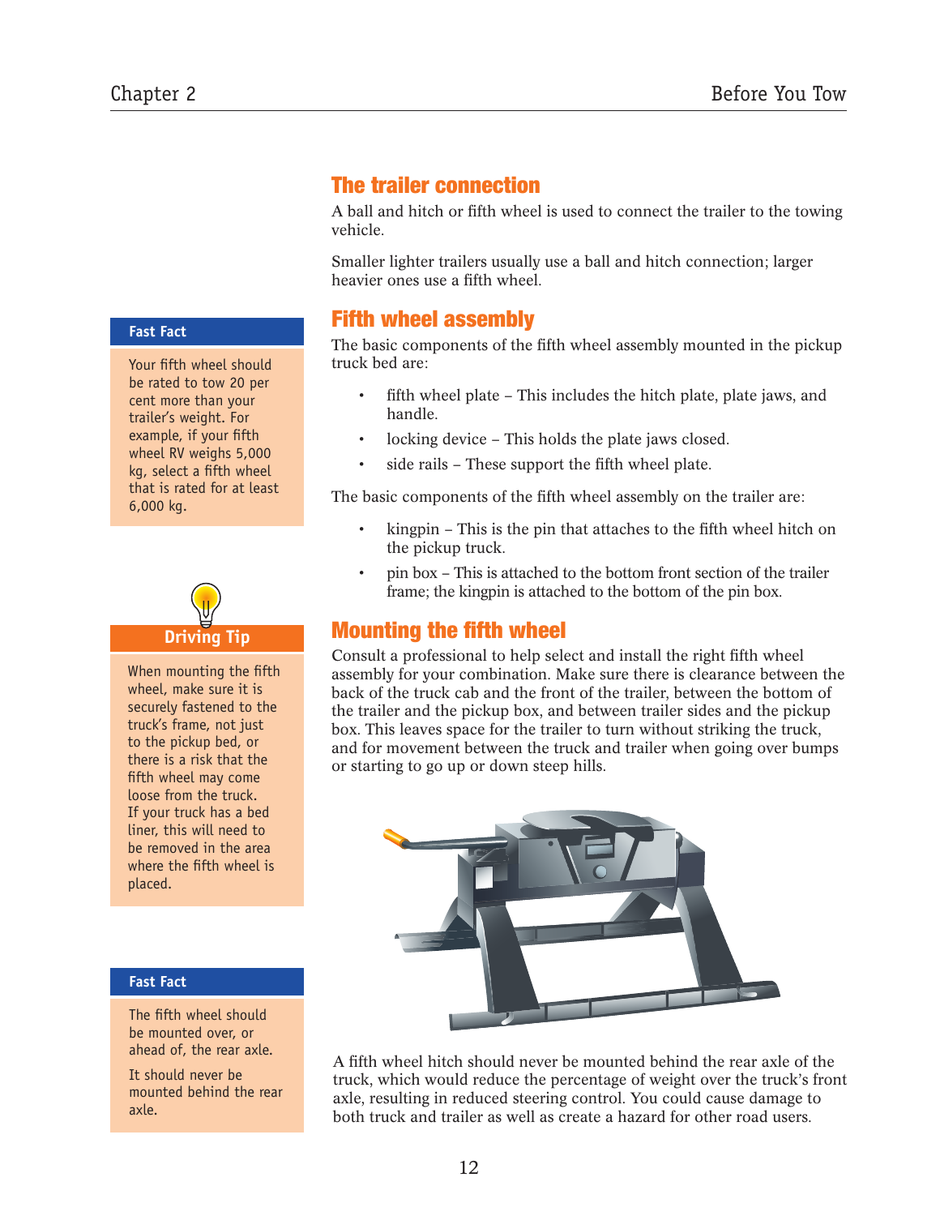## The trailer connection

A ball and hitch or fifth wheel is used to connect the trailer to the towing vehicle.

Smaller lighter trailers usually use a ball and hitch connection; larger heavier ones use a fifth wheel.

## Fifth wheel assembly

The basic components of the fifth wheel assembly mounted in the pickup truck bed are:

- fifth wheel plate – This includes the hitch plate, plate jaws, and handle.
- locking device – This holds the plate jaws closed.
- side rails – These support the fifth wheel plate.

The basic components of the fifth wheel assembly on the trailer are:

- kingpin – This is the pin that attaches to the fifth wheel hitch on the pickup truck.
- pin box – This is attached to the bottom front section of the trailer frame; the kingpin is attached to the bottom of the pin box.

**Fast Fact**

Your fifth wheel should be rated to tow 20 per cent more than your trailer's weight. For example, if your fifth wheel RV weighs 5,000 kg, select a fifth wheel that is rated for at least 6,000 kg.

## Mounting the fifth wheel

Consult a professional to help select and install the right fifth wheel assembly for your combination. Make sure there is clearance between the back of the truck cab and the front of the trailer, between the bottom of the trailer and the pickup box, and between trailer sides and the pickup box. This leaves space for the trailer to turn without striking the truck, and for movement between the truck and trailer when going over bumps or starting to go up or down steep hills.

**Driving Tip**

When mounting the fifth wheel, make sure it is securely fastened to the truck's frame, not just to the pickup bed, or there is a risk that the fifth wheel may come loose from the truck. If your truck has a bed liner, this will need to be removed in the area where the fifth wheel is placed.

A fifth wheel hitch should never be mounted behind the rear axle of the truck, which would reduce the percentage of weight over the truck's front axle, resulting in reduced steering control. You could cause damage to both truck and trailer as well as create a hazard for other road users.

**Fast Fact**

The fifth wheel should be mounted over, or ahead of, the rear axle.

It should never be mounted behind the rear axle.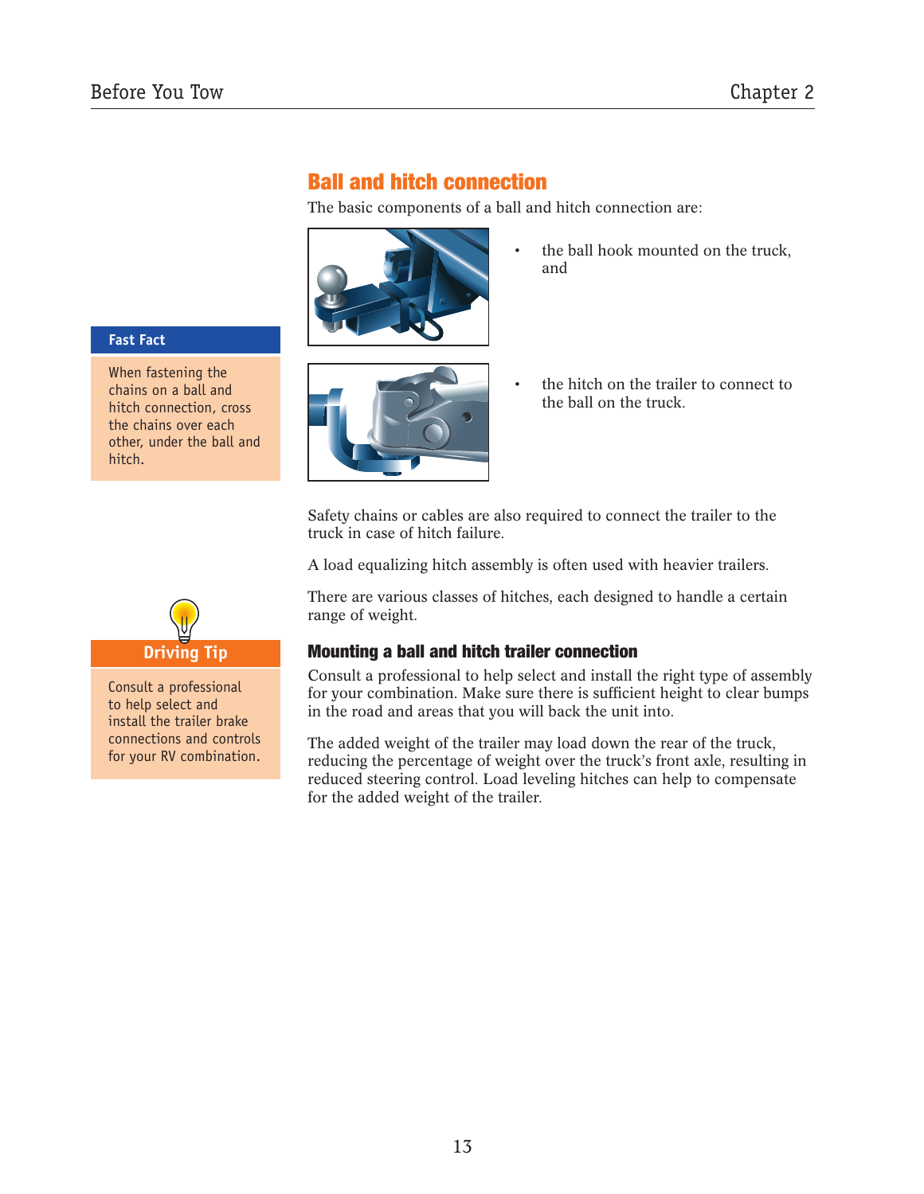## Ball and hitch connection

The basic components of a ball and hitch connection are:

- the ball hook mounted on the truck, and
- the hitch on the trailer to connect to the ball on the truck.

**Fast Fact**

When fastening the chains on a ball and hitch connection, cross the chains over each other, under the ball and hitch.

Safety chains or cables are also required to connect the trailer to the truck in case of hitch failure.

A load equalizing hitch assembly is often used with heavier trailers.

There are various classes of hitches, each designed to handle a certain range of weight.

**Driving Tip**

Consult a professional to help select and install the trailer brake connections and controls for your RV combination.

### Mounting a ball and hitch trailer connection

Consult a professional to help select and install the right type of assembly for your combination. Make sure there is sufficient height to clear bumps in the road and areas that you will back the unit into.

The added weight of the trailer may load down the rear of the truck, reducing the percentage of weight over the truck's front axle, resulting in reduced steering control. Load leveling hitches can help to compensate for the added weight of the trailer.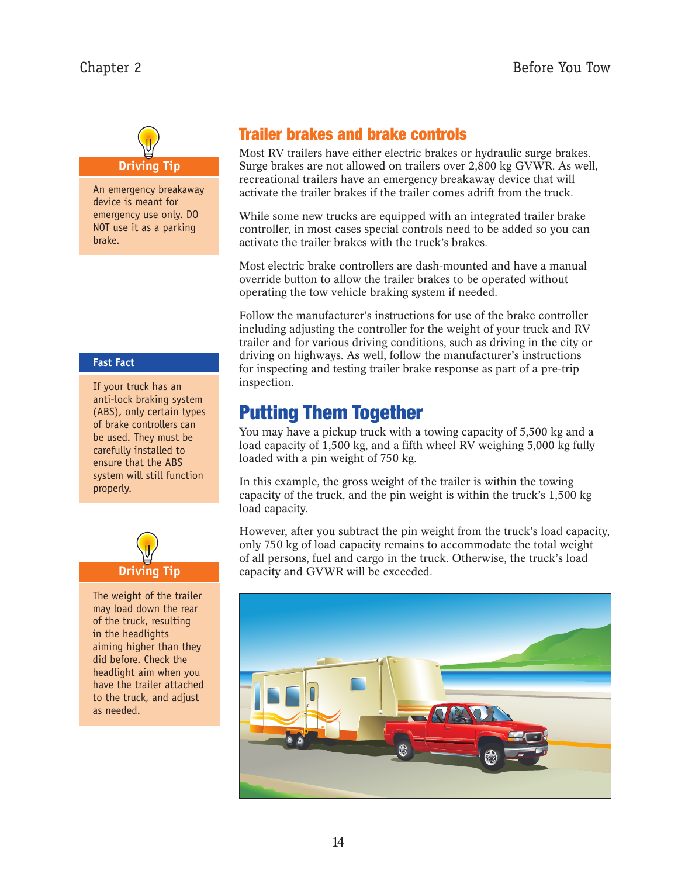## Trailer brakes and brake controls

Most RV trailers have either electric brakes or hydraulic surge brakes. Surge brakes are not allowed on trailers over 2,800 kg GVWR. As well, recreational trailers have an emergency breakaway device that will activate the trailer brakes if the trailer comes adrift from the truck.

While some new trucks are equipped with an integrated trailer brake controller, in most cases special controls need to be added so you can activate the trailer brakes with the truck's brakes.

Most electric brake controllers are dash-mounted and have a manual override button to allow the trailer brakes to be operated without operating the tow vehicle braking system if needed.

Follow the manufacturer's instructions for use of the brake controller including adjusting the controller for the weight of your truck and RV trailer and for various driving conditions, such as driving in the city or driving on highways. As well, follow the manufacturer's instructions for inspecting and testing trailer brake response as part of a pre-trip inspection.

> **Driving Tip**
>
> An emergency breakaway device is meant for emergency use only. DO NOT use it as a parking brake.

> **Fast Fact**
>
> If your truck has an anti-lock braking system (ABS), only certain types of brake controllers can be used. They must be carefully installed to ensure that the ABS system will still function properly.

# Putting Them Together

You may have a pickup truck with a towing capacity of 5,500 kg and a load capacity of 1,500 kg, and a fifth wheel RV weighing 5,000 kg fully loaded with a pin weight of 750 kg.

In this example, the gross weight of the trailer is within the towing capacity of the truck, and the pin weight is within the truck's 1,500 kg load capacity.

However, after you subtract the pin weight from the truck's load capacity, only 750 kg of load capacity remains to accommodate the total weight of all persons, fuel and cargo in the truck. Otherwise, the truck's load capacity and GVWR will be exceeded.

> **Driving Tip**
>
> The weight of the trailer may load down the rear of the truck, resulting in the headlights aiming higher than they did before. Check the headlight aim when you have the trailer attached to the truck, and adjust as needed.